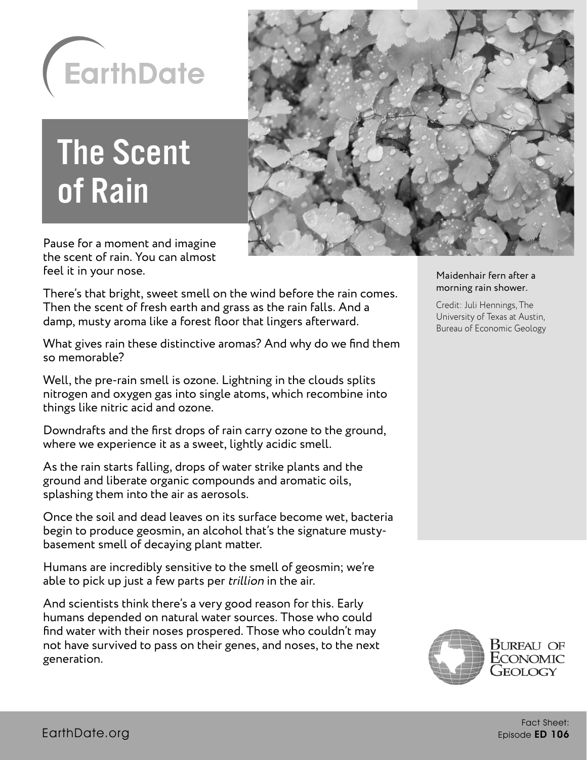EarthDate

# The Scent of Rain

Pause for a moment and imagine the scent of rain. You can almost feel it in your nose.

There's that bright, sweet smell on the wind before the rain comes. Then the scent of fresh earth and grass as the rain falls. And a damp, musty aroma like a forest floor that lingers afterward.

What gives rain these distinctive aromas? And why do we find them so memorable?

Well, the pre-rain smell is ozone. Lightning in the clouds splits nitrogen and oxygen gas into single atoms, which recombine into things like nitric acid and ozone.

Downdrafts and the first drops of rain carry ozone to the ground, where we experience it as a sweet, lightly acidic smell.

As the rain starts falling, drops of water strike plants and the ground and liberate organic compounds and aromatic oils, splashing them into the air as aerosols.

Once the soil and dead leaves on its surface become wet, bacteria begin to produce geosmin, an alcohol that's the signature musty-basement smell of decaying plant matter.

Humans are incredibly sensitive to the smell of geosmin; we're able to pick up just a few parts per *trillion* in the air.

And scientists think there's a very good reason for this. Early humans depended on natural water sources. Those who could find water with their noses prospered. Those who couldn't may not have survived to pass on their genes, and noses, to the next generation.

Maidenhair fern after a morning rain shower.

Credit: Juli Hennings, The University of Texas at Austin, Bureau of Economic Geology

Bureau of Economic Geology

EarthDate.org

Fact Sheet: Episode **ED 106**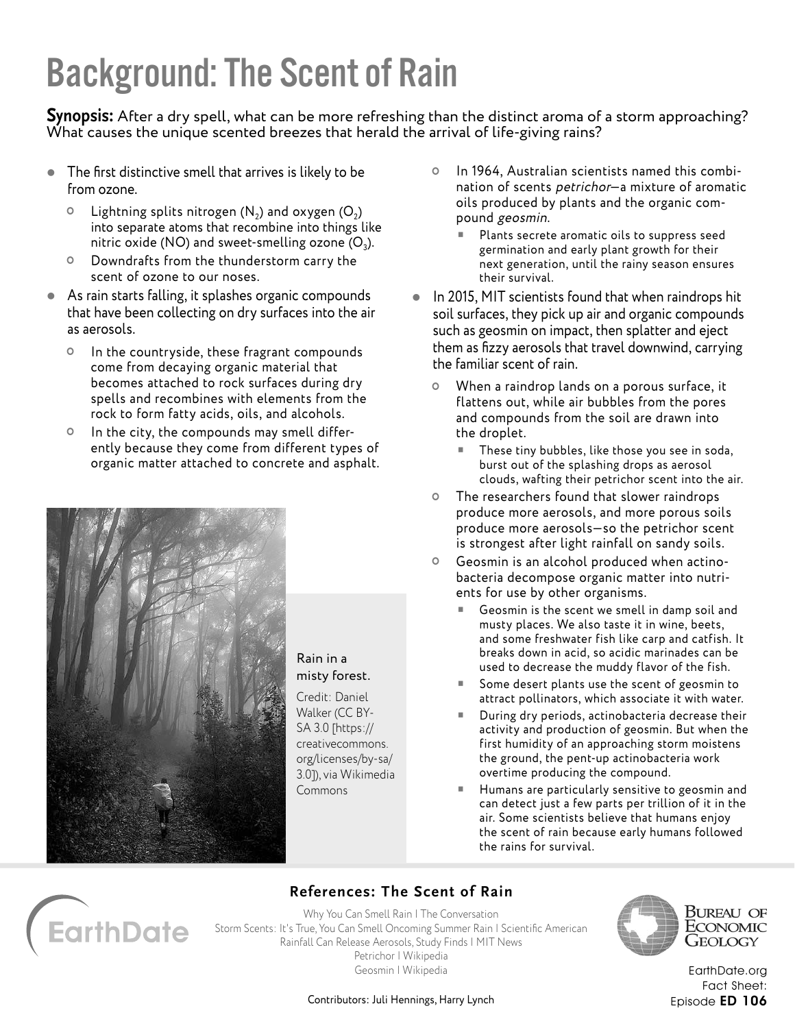# Background: The Scent of Rain

**Synopsis:** After a dry spell, what can be more refreshing than the distinct aroma of a storm approaching? What causes the unique scented breezes that herald the arrival of life-giving rains?

- The first distinctive smell that arrives is likely to be from ozone.
  - Lightning splits nitrogen ($N_2$) and oxygen ($O_2$) into separate atoms that recombine into things like nitric oxide (NO) and sweet-smelling ozone ($O_3$).
  - Downdrafts from the thunderstorm carry the scent of ozone to our noses.
- As rain starts falling, it splashes organic compounds that have been collecting on dry surfaces into the air as aerosols.
  - In the countryside, these fragrant compounds come from decaying organic material that becomes attached to rock surfaces during dry spells and recombines with elements from the rock to form fatty acids, oils, and alcohols.
  - In the city, the compounds may smell differently because they come from different types of organic matter attached to concrete and asphalt.
  - In 1964, Australian scientists named this combination of scents *petrichor*—a mixture of aromatic oils produced by plants and the organic compound *geosmin*.
    - Plants secrete aromatic oils to suppress seed germination and early plant growth for their next generation, until the rainy season ensures their survival.
- In 2015, MIT scientists found that when raindrops hit soil surfaces, they pick up air and organic compounds such as geosmin on impact, then splatter and eject them as fizzy aerosols that travel downwind, carrying the familiar scent of rain.
  - When a raindrop lands on a porous surface, it flattens out, while air bubbles from the pores and compounds from the soil are drawn into the droplet.
    - These tiny bubbles, like those you see in soda, burst out of the splashing drops as aerosol clouds, wafting their petrichor scent into the air.
  - The researchers found that slower raindrops produce more aerosols, and more porous soils produce more aerosols—so the petrichor scent is strongest after light rainfall on sandy soils.
  - Geosmin is an alcohol produced when actinobacteria decompose organic matter into nutrients for use by other organisms.
    - Geosmin is the scent we smell in damp soil and musty places. We also taste it in wine, beets, and some freshwater fish like carp and catfish. It breaks down in acid, so acidic marinades can be used to decrease the muddy flavor of the fish.
    - Some desert plants use the scent of geosmin to attract pollinators, which associate it with water.
    - During dry periods, actinobacteria decrease their activity and production of geosmin. But when the first humidity of an approaching storm moistens the ground, the pent-up actinobacteria work overtime producing the compound.
    - Humans are particularly sensitive to geosmin and can detect just a few parts per trillion of it in the air. Some scientists believe that humans enjoy the scent of rain because early humans followed the rains for survival.

Rain in a misty forest.

Credit: Daniel Walker (CC BY-SA 3.0 [https://creativecommons.org/licenses/by-sa/3.0]), via Wikimedia Commons

## References: The Scent of Rain

Why You Can Smell Rain | The Conversation

Storm Scents: It's True, You Can Smell Oncoming Summer Rain | Scientific American

Rainfall Can Release Aerosols, Study Finds | MIT News

Petrichor | Wikipedia

Geosmin | Wikipedia

Contributors: Juli Hennings, Harry Lynch

EarthDate.org Fact Sheet: Episode **ED 106**